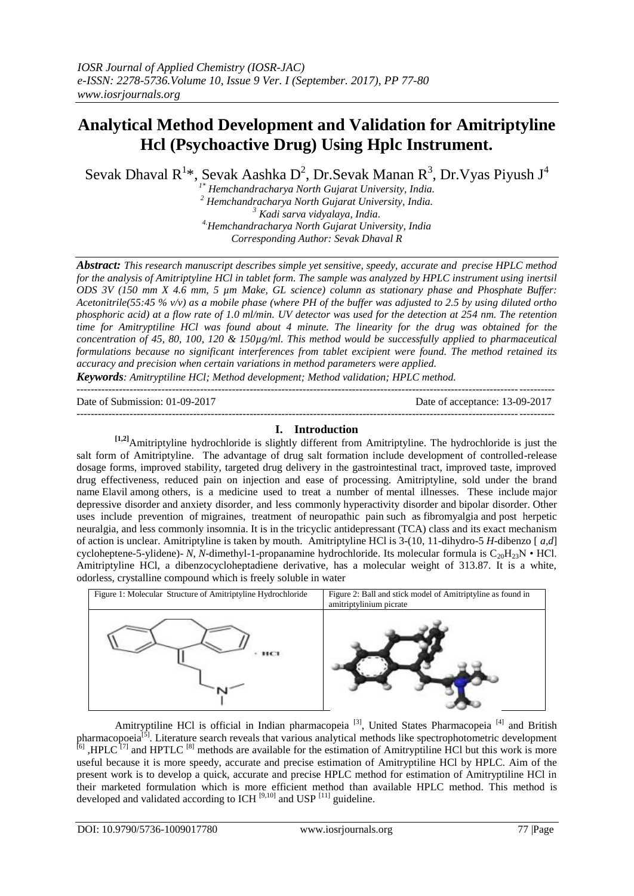# Analytical Method Development and Validation for Amitriptyline Hcl (Psychoactive Drug) Using Hplc Instrument.

Sevak Dhaval R[1]*, Sevak Aashka D[2], Dr.Sevak Manan R[3], Dr.Vyas Piyush J[4]

[1*] Hemchandracharya North Gujarat University, India.
[2] Hemchandracharya North Gujarat University, India.
[3] Kadi sarva vidyalaya, India.
[4.] Hemchandracharya North Gujarat University, India
Corresponding Author: Sevak Dhaval R

***Abstract:*** *This research manuscript describes simple yet sensitive, speedy, accurate and precise HPLC method for the analysis of Amitriptyline HCl in tablet form. The sample was analyzed by HPLC instrument using inertsil ODS 3V (150 mm X 4.6 mm, 5 µm Make, GL science) column as stationary phase and Phosphate Buffer: Acetonitrile(55:45 % v/v) as a mobile phase (where PH of the buffer was adjusted to 2.5 by using diluted ortho phosphoric acid) at a flow rate of 1.0 ml/min. UV detector was used for the detection at 254 nm. The retention time for Amitryptiline HCl was found about 4 minute. The linearity for the drug was obtained for the concentration of 45, 80, 100, 120 & 150µg/ml. This method would be successfully applied to pharmaceutical formulations because no significant interferences from tablet excipient were found. The method retained its accuracy and precision when certain variations in method parameters were applied.*

***Keywords****: Amitryptiline HCl; Method development; Method validation; HPLC method.*

Date of Submission: 01-09-2017 Date of acceptance: 13-09-2017

## I. Introduction

[1,2]Amitriptyline hydrochloride is slightly different from Amitriptyline. The hydrochloride is just the salt form of Amitriptyline. The advantage of drug salt formation include development of controlled-release dosage forms, improved stability, targeted drug delivery in the gastrointestinal tract, improved taste, improved drug effectiveness, reduced pain on injection and ease of processing. Amitriptyline, sold under the brand name Elavil among others, is a medicine used to treat a number of mental illnesses. These include major depressive disorder and anxiety disorder, and less commonly hyperactivity disorder and bipolar disorder. Other uses include prevention of migraines, treatment of neuropathic pain such as fibromyalgia and post herpetic neuralgia, and less commonly insomnia. It is in the tricyclic antidepressant (TCA) class and its exact mechanism of action is unclear. Amitriptyline is taken by mouth. Amitriptyline HCl is 3-(10, 11-dihydro-5 *H*-dibenzo [ *a,d*] cycloheptene-5-ylidene)- *N, N*-dimethyl-1-propanamine hydrochloride. Its molecular formula is $C_{20}H_{23}N \cdot HCl$. Amitriptyline HCl, a dibenzocycloheptadiene derivative, has a molecular weight of 313.87. It is a white, odorless, crystalline compound which is freely soluble in water

| Figure 1: Molecular Structure of Amitriptyline Hydrochloride | Figure 2: Ball and stick model of Amitriptyline as found in amitriptylinium picrate |
| --- | --- |

Amitryptiline HCl is official in Indian pharmacopeia [3], United States Pharmacopeia [4] and British pharmacopoeia[5]. Literature search reveals that various analytical methods like spectrophotometric development [6] ,HPLC [7] and HPTLC [8] methods are available for the estimation of Amitryptiline HCl but this work is more useful because it is more speedy, accurate and precise estimation of Amitryptiline HCl by HPLC. Aim of the present work is to develop a quick, accurate and precise HPLC method for estimation of Amitryptiline HCl in their marketed formulation which is more efficient method than available HPLC method. This method is developed and validated according to ICH [9,10] and USP [11] guideline.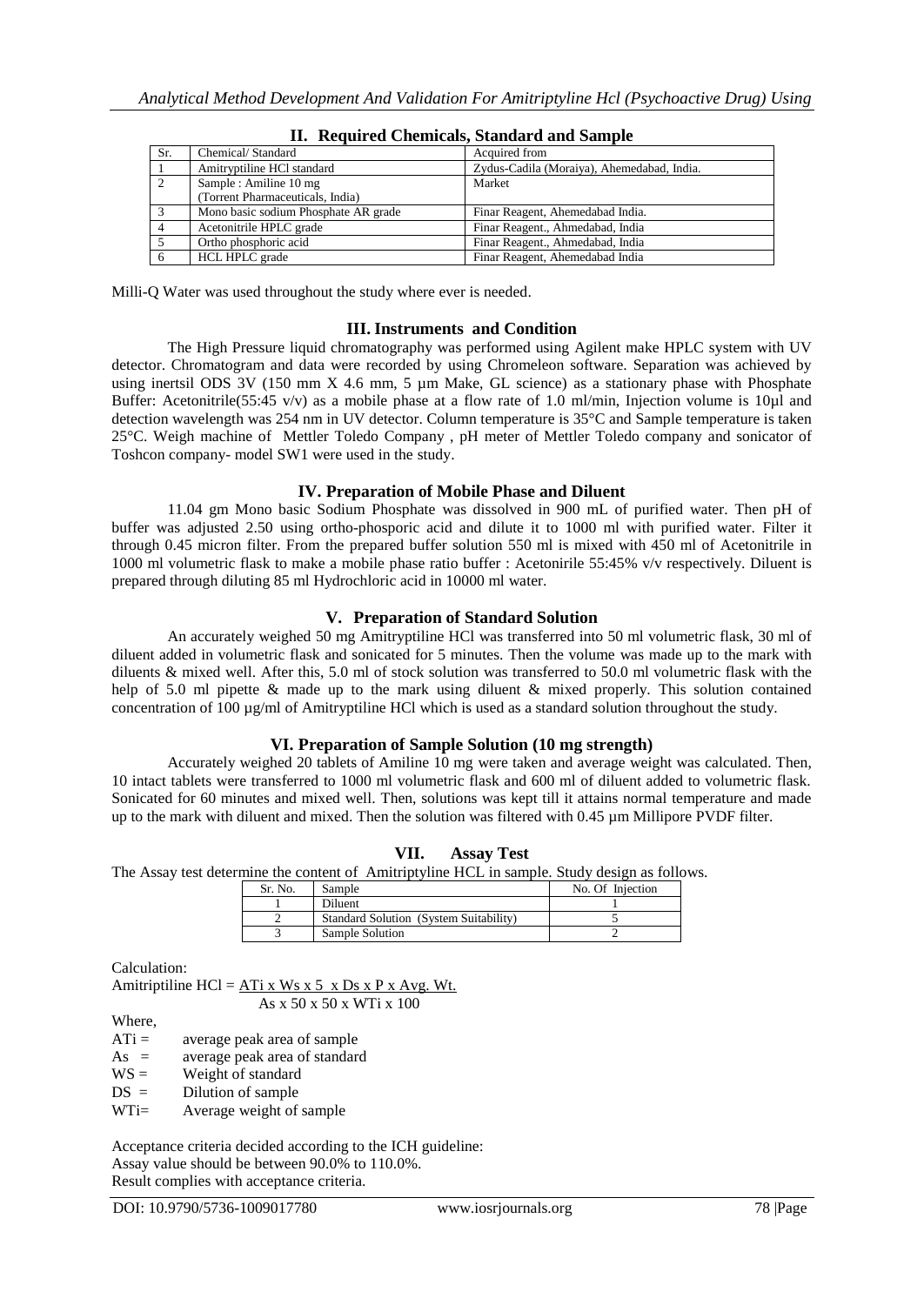## II. Required Chemicals, Standard and Sample

| Sr. | Chemical/ Standard | Acquired from |
|---|---|---|
| 1 | Amitryptiline HCl standard | Zydus-Cadila (Moraiya), Ahemedabad, India. |
| 2 | Sample : Amiline 10 mg (Torrent Pharmaceuticals, India) | Market |
| 3 | Mono basic sodium Phosphate AR grade | Finar Reagent, Ahemedabad India. |
| 4 | Acetonitrile HPLC grade | Finar Reagent., Ahmedabad, India |
| 5 | Ortho phosphoric acid | Finar Reagent., Ahmedabad, India |
| 6 | HCL HPLC grade | Finar Reagent, Ahemedabad India |

Milli-Q Water was used throughout the study where ever is needed.

## III. Instruments and Condition

The High Pressure liquid chromatography was performed using Agilent make HPLC system with UV detector. Chromatogram and data were recorded by using Chromeleon software. Separation was achieved by using inertsil ODS 3V (150 mm X 4.6 mm, 5 µm Make, GL science) as a stationary phase with Phosphate Buffer: Acetonitrile(55:45 v/v) as a mobile phase at a flow rate of 1.0 ml/min, Injection volume is 10µl and detection wavelength was 254 nm in UV detector. Column temperature is 35°C and Sample temperature is taken 25°C. Weigh machine of Mettler Toledo Company , pH meter of Mettler Toledo company and sonicator of Toshcon company- model SW1 were used in the study.

## IV. Preparation of Mobile Phase and Diluent

11.04 gm Mono basic Sodium Phosphate was dissolved in 900 mL of purified water. Then pH of buffer was adjusted 2.50 using ortho-phosporic acid and dilute it to 1000 ml with purified water. Filter it through 0.45 micron filter. From the prepared buffer solution 550 ml is mixed with 450 ml of Acetonitrile in 1000 ml volumetric flask to make a mobile phase ratio buffer : Acetonirile 55:45% v/v respectively. Diluent is prepared through diluting 85 ml Hydrochloric acid in 10000 ml water.

## V. Preparation of Standard Solution

An accurately weighed 50 mg Amitryptiline HCl was transferred into 50 ml volumetric flask, 30 ml of diluent added in volumetric flask and sonicated for 5 minutes. Then the volume was made up to the mark with diluents & mixed well. After this, 5.0 ml of stock solution was transferred to 50.0 ml volumetric flask with the help of 5.0 ml pipette & made up to the mark using diluent & mixed properly. This solution contained concentration of 100 µg/ml of Amitryptiline HCl which is used as a standard solution throughout the study.

## VI. Preparation of Sample Solution (10 mg strength)

Accurately weighed 20 tablets of Amiline 10 mg were taken and average weight was calculated. Then, 10 intact tablets were transferred to 1000 ml volumetric flask and 600 ml of diluent added to volumetric flask. Sonicated for 60 minutes and mixed well. Then, solutions was kept till it attains normal temperature and made up to the mark with diluent and mixed. Then the solution was filtered with 0.45 µm Millipore PVDF filter.

## VII. Assay Test

The Assay test determine the content of Amitriptyline HCL in sample. Study design as follows.

| Sr. No. | Sample | No. Of Injection |
|---|---|---|
| 1 | Diluent | 1 |
| 2 | Standard Solution (System Suitability) | 5 |
| 3 | Sample Solution | 2 |

Calculation:

$$\text{Amitriptiline HCl} = \frac{ATi \times Ws \times 5 \times Ds \times P \times Avg.\ Wt.}{As \times 50 \times 50 \times WTi \times 100}$$

Where,

ATi = average peak area of sample
As = average peak area of standard
WS = Weight of standard
DS = Dilution of sample
WTi= Average weight of sample

Acceptance criteria decided according to the ICH guideline:
Assay value should be between 90.0% to 110.0%.
Result complies with acceptance criteria.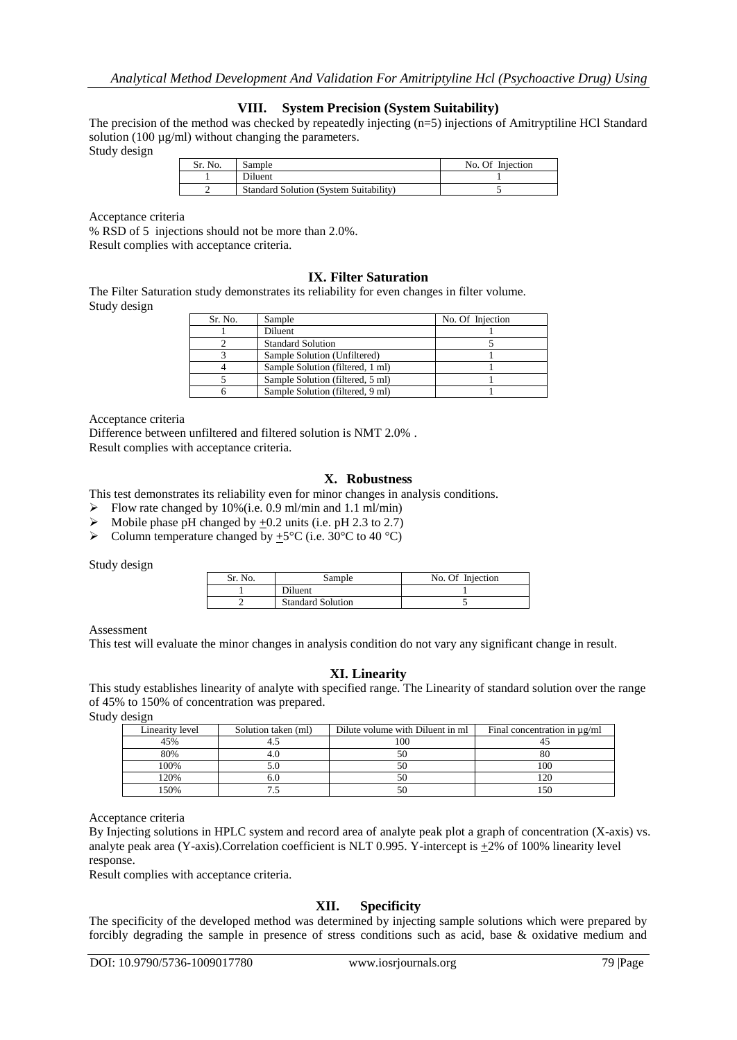## VIII. System Precision (System Suitability)

The precision of the method was checked by repeatedly injecting (n=5) injections of Amitryptiline HCl Standard solution (100 µg/ml) without changing the parameters.

Study design

| Sr. No. | Sample | No. Of Injection |
|---|---|---|
| 1 | Diluent | 1 |
| 2 | Standard Solution (System Suitability) | 5 |

Acceptance criteria

% RSD of 5 injections should not be more than 2.0%.

Result complies with acceptance criteria.

## IX. Filter Saturation

The Filter Saturation study demonstrates its reliability for even changes in filter volume.

Study design

| Sr. No. | Sample | No. Of Injection |
|---|---|---|
| 1 | Diluent | 1 |
| 2 | Standard Solution | 5 |
| 3 | Sample Solution (Unfiltered) | 1 |
| 4 | Sample Solution (filtered, 1 ml) | 1 |
| 5 | Sample Solution (filtered, 5 ml) | 1 |
| 6 | Sample Solution (filtered, 9 ml) | 1 |

Acceptance criteria

Difference between unfiltered and filtered solution is NMT 2.0% .

Result complies with acceptance criteria.

## X. Robustness

This test demonstrates its reliability even for minor changes in analysis conditions.

- Flow rate changed by 10%(i.e. 0.9 ml/min and 1.1 ml/min)
- Mobile phase pH changed by $\pm$0.2 units (i.e. pH 2.3 to 2.7)
- Column temperature changed by $\pm$5°C (i.e. 30°C to 40 °C)

Study design

| Sr. No. | Sample | No. Of Injection |
|---|---|---|
| 1 | Diluent | 1 |
| 2 | Standard Solution | 5 |

Assessment

This test will evaluate the minor changes in analysis condition do not vary any significant change in result.

## XI. Linearity

This study establishes linearity of analyte with specified range. The Linearity of standard solution over the range of 45% to 150% of concentration was prepared.

Study design

| Linearity level | Solution taken (ml) | Dilute volume with Diluent in ml | Final concentration in µg/ml |
|---|---|---|---|
| 45% | 4.5 | 100 | 45 |
| 80% | 4.0 | 50 | 80 |
| 100% | 5.0 | 50 | 100 |
| 120% | 6.0 | 50 | 120 |
| 150% | 7.5 | 50 | 150 |

Acceptance criteria

By Injecting solutions in HPLC system and record area of analyte peak plot a graph of concentration (X-axis) vs. analyte peak area (Y-axis).Correlation coefficient is NLT 0.995. Y-intercept is $\pm$2% of 100% linearity level response.

Result complies with acceptance criteria.

## XII. Specificity

The specificity of the developed method was determined by injecting sample solutions which were prepared by forcibly degrading the sample in presence of stress conditions such as acid, base & oxidative medium and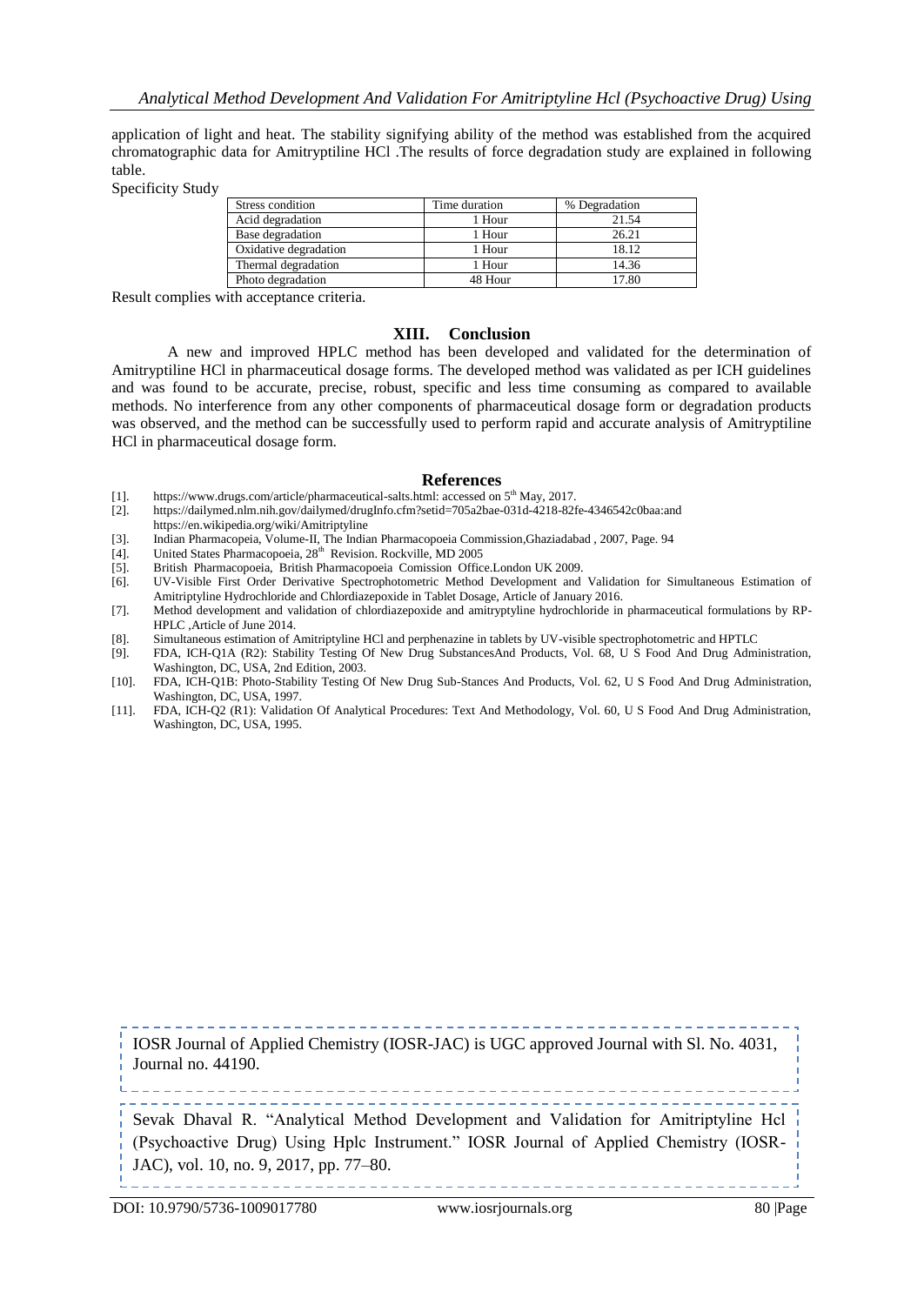application of light and heat. The stability signifying ability of the method was established from the acquired chromatographic data for Amitryptiline HCl .The results of force degradation study are explained in following table.

Specificity Study

| Stress condition | Time duration | % Degradation |
|---|---|---|
| Acid degradation | 1 Hour | 21.54 |
| Base degradation | 1 Hour | 26.21 |
| Oxidative degradation | 1 Hour | 18.12 |
| Thermal degradation | 1 Hour | 14.36 |
| Photo degradation | 48 Hour | 17.80 |

Result complies with acceptance criteria.

## XIII. Conclusion

A new and improved HPLC method has been developed and validated for the determination of Amitryptiline HCl in pharmaceutical dosage forms. The developed method was validated as per ICH guidelines and was found to be accurate, precise, robust, specific and less time consuming as compared to available methods. No interference from any other components of pharmaceutical dosage form or degradation products was observed, and the method can be successfully used to perform rapid and accurate analysis of Amitryptiline HCl in pharmaceutical dosage form.

## References

[1]. https://www.drugs.com/article/pharmaceutical-salts.html: accessed on 5th May, 2017.

[2]. https://dailymed.nlm.nih.gov/dailymed/drugInfo.cfm?setid=705a2bae-031d-4218-82fe-4346542c0baa:and https://en.wikipedia.org/wiki/Amitriptyline

[3]. Indian Pharmacopeia, Volume-II, The Indian Pharmacopoeia Commission,Ghaziadabad , 2007, Page. 94

[4]. United States Pharmacopoeia, 28th Revision. Rockville, MD 2005

[5]. British Pharmacopoeia, British Pharmacopoeia Comission Office.London UK 2009.

[6]. UV-Visible First Order Derivative Spectrophotometric Method Development and Validation for Simultaneous Estimation of Amitriptyline Hydrochloride and Chlordiazepoxide in Tablet Dosage, Article of January 2016.

[7]. Method development and validation of chlordiazepoxide and amitryptyline hydrochloride in pharmaceutical formulations by RP-HPLC ,Article of June 2014.

[8]. Simultaneous estimation of Amitriptyline HCl and perphenazine in tablets by UV-visible spectrophotometric and HPTLC

[9]. FDA, ICH-Q1A (R2): Stability Testing Of New Drug SubstancesAnd Products, Vol. 68, U S Food And Drug Administration, Washington, DC, USA, 2nd Edition, 2003.

[10]. FDA, ICH-Q1B: Photo-Stability Testing Of New Drug Sub-Stances And Products, Vol. 62, U S Food And Drug Administration, Washington, DC, USA, 1997.

[11]. FDA, ICH-Q2 (R1): Validation Of Analytical Procedures: Text And Methodology, Vol. 60, U S Food And Drug Administration, Washington, DC, USA, 1995.

IOSR Journal of Applied Chemistry (IOSR-JAC) is UGC approved Journal with Sl. No. 4031, Journal no. 44190.

Sevak Dhaval R. "Analytical Method Development and Validation for Amitriptyline Hcl (Psychoactive Drug) Using Hplc Instrument." IOSR Journal of Applied Chemistry (IOSR-JAC), vol. 10, no. 9, 2017, pp. 77–80.